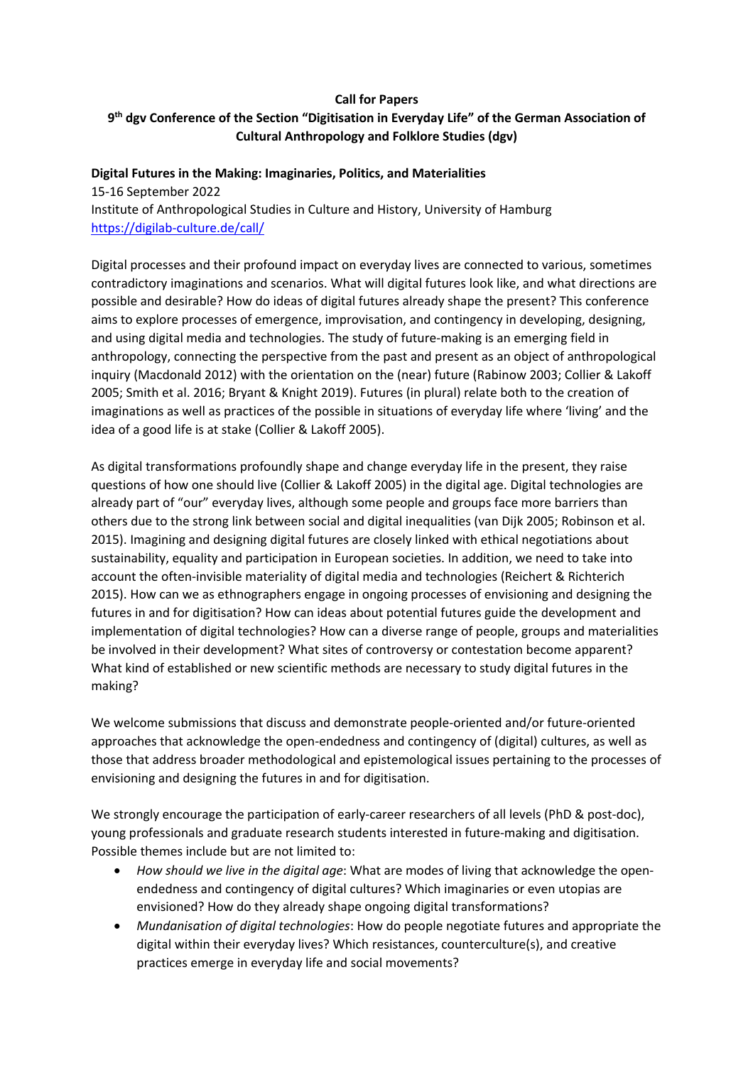**Call for Papers**

**9th dgv Conference of the Section "Digitisation in Everyday Life" of the German Association of Cultural Anthropology and Folklore Studies (dgv)**

**Digital Futures in the Making: Imaginaries, Politics, and Materialities**

15-16 September 2022

Institute of Anthropological Studies in Culture and History, University of Hamburg

https://digilab-culture.de/call/

Digital processes and their profound impact on everyday lives are connected to various, sometimes contradictory imaginations and scenarios. What will digital futures look like, and what directions are possible and desirable? How do ideas of digital futures already shape the present? This conference aims to explore processes of emergence, improvisation, and contingency in developing, designing, and using digital media and technologies. The study of future-making is an emerging field in anthropology, connecting the perspective from the past and present as an object of anthropological inquiry (Macdonald 2012) with the orientation on the (near) future (Rabinow 2003; Collier & Lakoff 2005; Smith et al. 2016; Bryant & Knight 2019). Futures (in plural) relate both to the creation of imaginations as well as practices of the possible in situations of everyday life where 'living' and the idea of a good life is at stake (Collier & Lakoff 2005).

As digital transformations profoundly shape and change everyday life in the present, they raise questions of how one should live (Collier & Lakoff 2005) in the digital age. Digital technologies are already part of "our" everyday lives, although some people and groups face more barriers than others due to the strong link between social and digital inequalities (van Dijk 2005; Robinson et al. 2015). Imagining and designing digital futures are closely linked with ethical negotiations about sustainability, equality and participation in European societies. In addition, we need to take into account the often-invisible materiality of digital media and technologies (Reichert & Richterich 2015). How can we as ethnographers engage in ongoing processes of envisioning and designing the futures in and for digitisation? How can ideas about potential futures guide the development and implementation of digital technologies? How can a diverse range of people, groups and materialities be involved in their development? What sites of controversy or contestation become apparent? What kind of established or new scientific methods are necessary to study digital futures in the making?

We welcome submissions that discuss and demonstrate people-oriented and/or future-oriented approaches that acknowledge the open-endedness and contingency of (digital) cultures, as well as those that address broader methodological and epistemological issues pertaining to the processes of envisioning and designing the futures in and for digitisation.

We strongly encourage the participation of early-career researchers of all levels (PhD & post-doc), young professionals and graduate research students interested in future-making and digitisation. Possible themes include but are not limited to:

- *How should we live in the digital age*: What are modes of living that acknowledge the open-endedness and contingency of digital cultures? Which imaginaries or even utopias are envisioned? How do they already shape ongoing digital transformations?
- *Mundanisation of digital technologies*: How do people negotiate futures and appropriate the digital within their everyday lives? Which resistances, counterculture(s), and creative practices emerge in everyday life and social movements?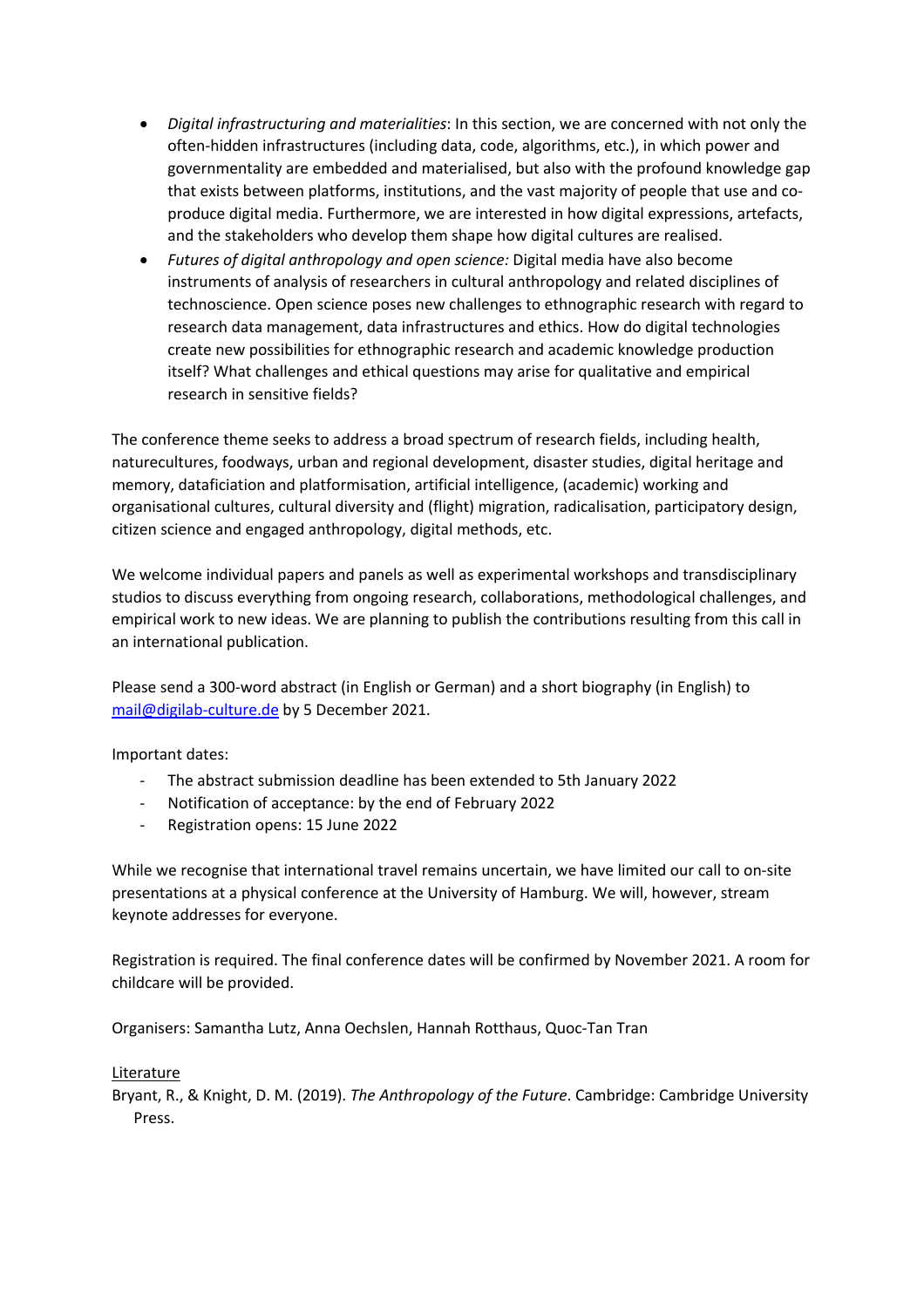- *Digital infrastructuring and materialities*: In this section, we are concerned with not only the often-hidden infrastructures (including data, code, algorithms, etc.), in which power and governmentality are embedded and materialised, but also with the profound knowledge gap that exists between platforms, institutions, and the vast majority of people that use and co-produce digital media. Furthermore, we are interested in how digital expressions, artefacts, and the stakeholders who develop them shape how digital cultures are realised.
- *Futures of digital anthropology and open science:* Digital media have also become instruments of analysis of researchers in cultural anthropology and related disciplines of technoscience. Open science poses new challenges to ethnographic research with regard to research data management, data infrastructures and ethics. How do digital technologies create new possibilities for ethnographic research and academic knowledge production itself? What challenges and ethical questions may arise for qualitative and empirical research in sensitive fields?

The conference theme seeks to address a broad spectrum of research fields, including health, naturecultures, foodways, urban and regional development, disaster studies, digital heritage and memory, datafication and platformisation, artificial intelligence, (academic) working and organisational cultures, cultural diversity and (flight) migration, radicalisation, participatory design, citizen science and engaged anthropology, digital methods, etc.

We welcome individual papers and panels as well as experimental workshops and transdisciplinary studios to discuss everything from ongoing research, collaborations, methodological challenges, and empirical work to new ideas. We are planning to publish the contributions resulting from this call in an international publication.

Please send a 300-word abstract (in English or German) and a short biography (in English) to mail@digilab-culture.de by 5 December 2021.

Important dates:

- The abstract submission deadline has been extended to 5th January 2022
- Notification of acceptance: by the end of February 2022
- Registration opens: 15 June 2022

While we recognise that international travel remains uncertain, we have limited our call to on-site presentations at a physical conference at the University of Hamburg. We will, however, stream keynote addresses for everyone.

Registration is required. The final conference dates will be confirmed by November 2021. A room for childcare will be provided.

Organisers: Samantha Lutz, Anna Oechslen, Hannah Rotthaus, Quoc-Tan Tran

Literature

Bryant, R., & Knight, D. M. (2019). *The Anthropology of the Future*. Cambridge: Cambridge University Press.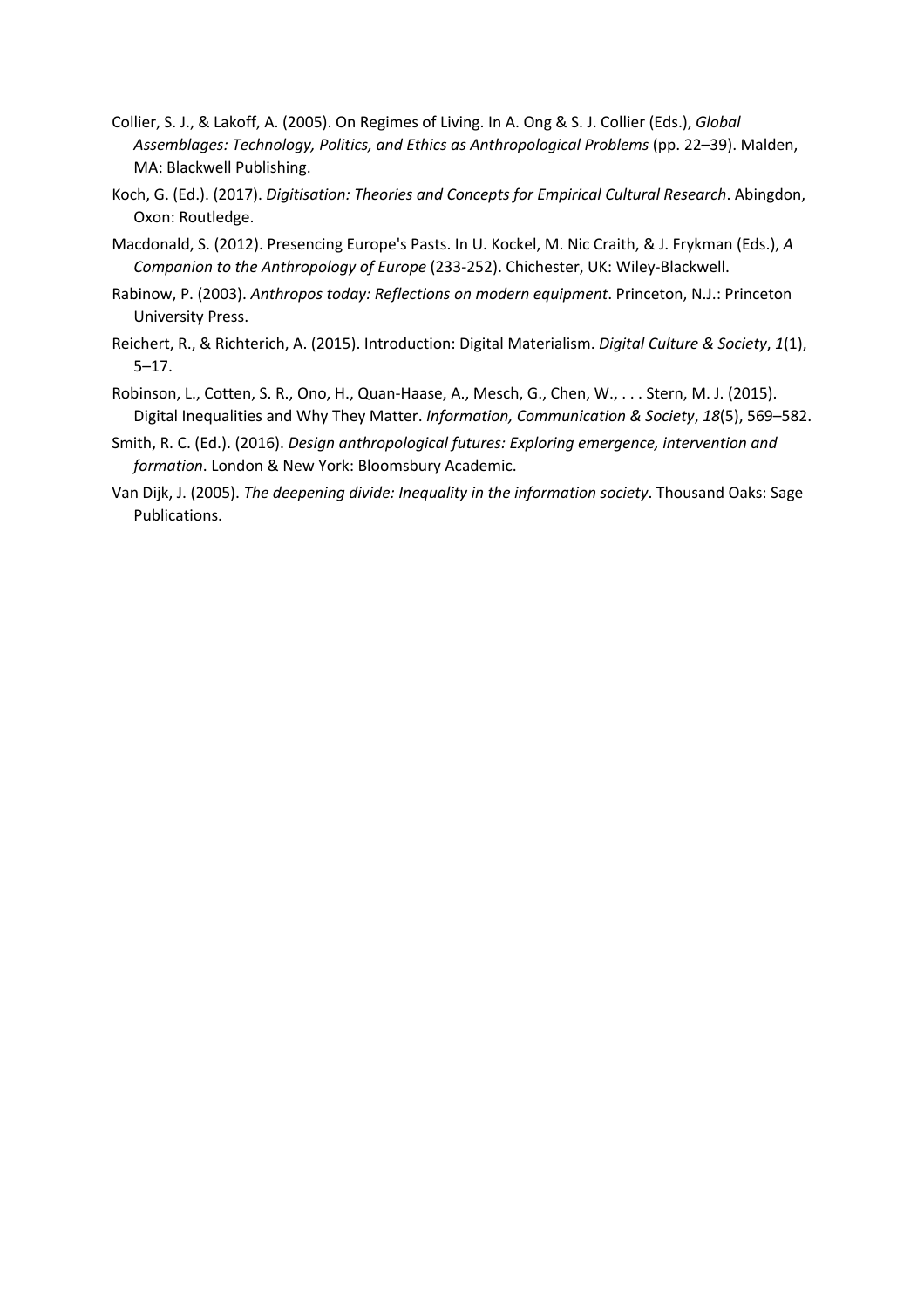Collier, S. J., & Lakoff, A. (2005). On Regimes of Living. In A. Ong & S. J. Collier (Eds.), *Global Assemblages: Technology, Politics, and Ethics as Anthropological Problems* (pp. 22–39). Malden, MA: Blackwell Publishing.

Koch, G. (Ed.). (2017). *Digitisation: Theories and Concepts for Empirical Cultural Research*. Abingdon, Oxon: Routledge.

Macdonald, S. (2012). Presencing Europe's Pasts. In U. Kockel, M. Nic Craith, & J. Frykman (Eds.), *A Companion to the Anthropology of Europe* (233-252). Chichester, UK: Wiley-Blackwell.

Rabinow, P. (2003). *Anthropos today: Reflections on modern equipment*. Princeton, N.J.: Princeton University Press.

Reichert, R., & Richterich, A. (2015). Introduction: Digital Materialism. *Digital Culture & Society*, *1*(1), 5–17.

Robinson, L., Cotten, S. R., Ono, H., Quan-Haase, A., Mesch, G., Chen, W., . . . Stern, M. J. (2015). Digital Inequalities and Why They Matter. *Information, Communication & Society*, *18*(5), 569–582.

Smith, R. C. (Ed.). (2016). *Design anthropological futures: Exploring emergence, intervention and formation*. London & New York: Bloomsbury Academic.

Van Dijk, J. (2005). *The deepening divide: Inequality in the information society*. Thousand Oaks: Sage Publications.